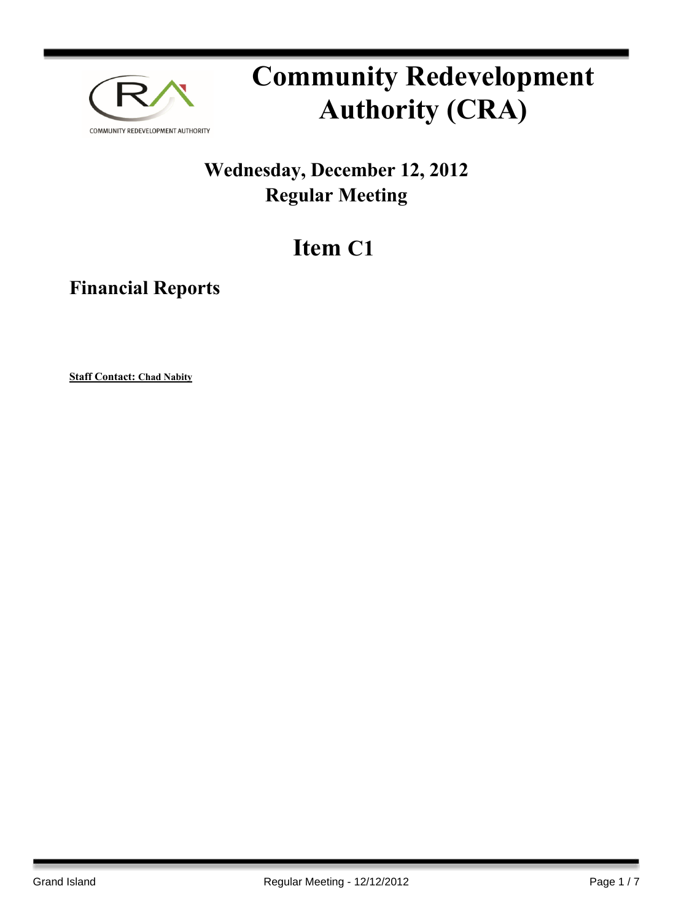# Community Redevelopment Authority (CRA)

## Wednesday, December 12, 2012
## Regular Meeting

# Item C1

## Financial Reports

**Staff Contact: Chad Nabity**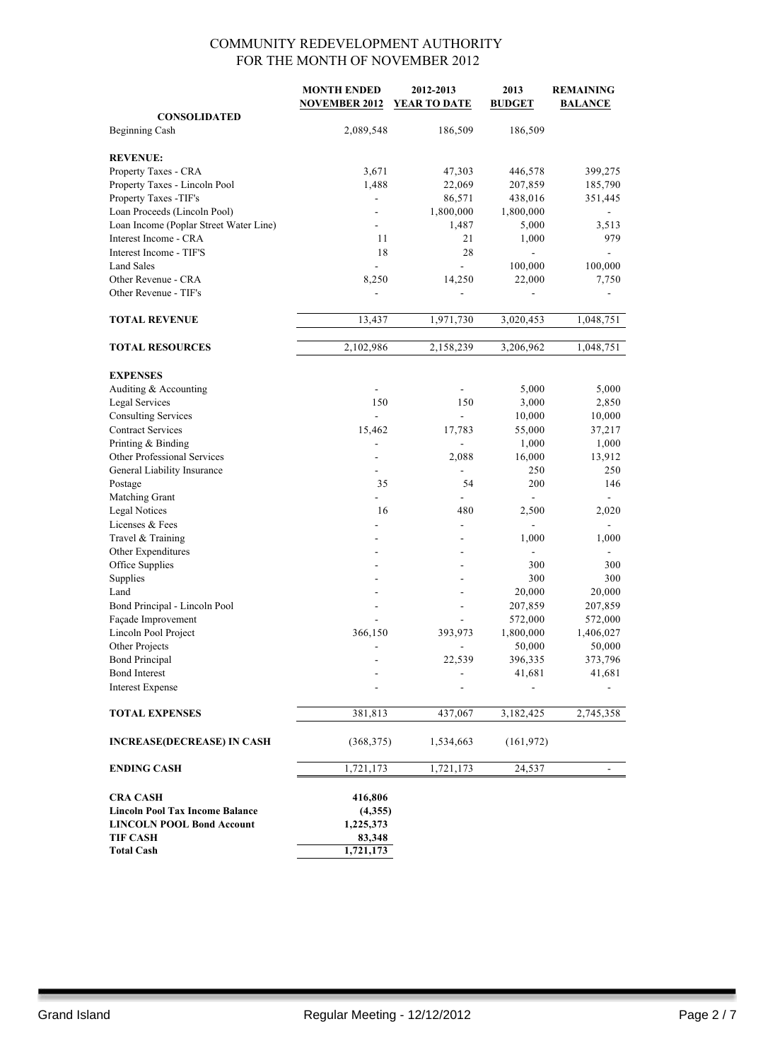# COMMUNITY REDEVELOPMENT AUTHORITY
## FOR THE MONTH OF NOVEMBER 2012

| | MONTH ENDED NOVEMBER 2012 | 2012-2013 YEAR TO DATE | 2013 BUDGET | REMAINING BALANCE |
|---|---|---|---|---|
| **CONSOLIDATED** | | | | |
| Beginning Cash | 2,089,548 | 186,509 | 186,509 | |
| | | | | |
| **REVENUE:** | | | | |
| Property Taxes - CRA | 3,671 | 47,303 | 446,578 | 399,275 |
| Property Taxes - Lincoln Pool | 1,488 | 22,069 | 207,859 | 185,790 |
| Property Taxes -TIF's | - | 86,571 | 438,016 | 351,445 |
| Loan Proceeds (Lincoln Pool) | - | 1,800,000 | 1,800,000 | - |
| Loan Income (Poplar Street Water Line) | - | 1,487 | 5,000 | 3,513 |
| Interest Income - CRA | 11 | 21 | 1,000 | 979 |
| Interest Income - TIF'S | 18 | 28 | - | - |
| Land Sales | - | - | 100,000 | 100,000 |
| Other Revenue - CRA | 8,250 | 14,250 | 22,000 | 7,750 |
| Other Revenue - TIF's | - | - | - | - |
| | | | | |
| **TOTAL REVENUE** | 13,437 | 1,971,730 | 3,020,453 | 1,048,751 |
| | | | | |
| **TOTAL RESOURCES** | 2,102,986 | 2,158,239 | 3,206,962 | 1,048,751 |
| | | | | |
| **EXPENSES** | | | | |
| Auditing & Accounting | - | - | 5,000 | 5,000 |
| Legal Services | 150 | 150 | 3,000 | 2,850 |
| Consulting Services | - | - | 10,000 | 10,000 |
| Contract Services | 15,462 | 17,783 | 55,000 | 37,217 |
| Printing & Binding | - | - | 1,000 | 1,000 |
| Other Professional Services | - | 2,088 | 16,000 | 13,912 |
| General Liability Insurance | - | - | 250 | 250 |
| Postage | 35 | 54 | 200 | 146 |
| Matching Grant | - | - | - | - |
| Legal Notices | 16 | 480 | 2,500 | 2,020 |
| Licenses & Fees | - | - | - | - |
| Travel & Training | - | - | 1,000 | 1,000 |
| Other Expenditures | - | - | - | - |
| Office Supplies | - | - | 300 | 300 |
| Supplies | - | - | 300 | 300 |
| Land | - | - | 20,000 | 20,000 |
| Bond Principal - Lincoln Pool | - | - | 207,859 | 207,859 |
| Façade Improvement | - | - | 572,000 | 572,000 |
| Lincoln Pool Project | 366,150 | 393,973 | 1,800,000 | 1,406,027 |
| Other Projects | - | - | 50,000 | 50,000 |
| Bond Principal | - | 22,539 | 396,335 | 373,796 |
| Bond Interest | - | - | 41,681 | 41,681 |
| Interest Expense | - | - | - | - |
| | | | | |
| **TOTAL EXPENSES** | 381,813 | 437,067 | 3,182,425 | 2,745,358 |
| | | | | |
| **INCREASE(DECREASE) IN CASH** | (368,375) | 1,534,663 | (161,972) | |
| | | | | |
| **ENDING CASH** | 1,721,173 | 1,721,173 | 24,537 | - |
| | | | | |
| **CRA CASH** | **416,806** | | | |
| **Lincoln Pool Tax Income Balance** | **(4,355)** | | | |
| **LINCOLN POOL Bond Account** | **1,225,373** | | | |
| **TIF CASH** | **83,348** | | | |
| **Total Cash** | **1,721,173** | | | |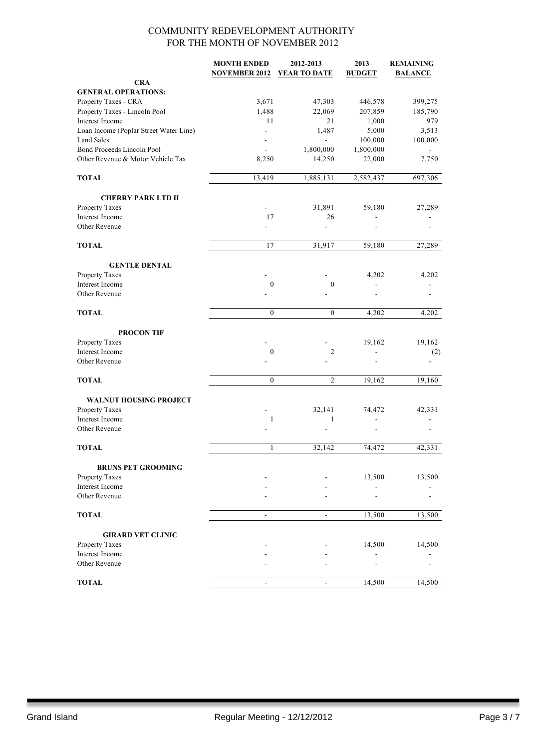# COMMUNITY REDEVELOPMENT AUTHORITY
## FOR THE MONTH OF NOVEMBER 2012

| | MONTH ENDED NOVEMBER 2012 | 2012-2013 YEAR TO DATE | 2013 BUDGET | REMAINING BALANCE |
|---|---|---|---|---|
| **CRA** | | | | |
| **GENERAL OPERATIONS:** | | | | |
| Property Taxes - CRA | 3,671 | 47,303 | 446,578 | 399,275 |
| Property Taxes - Lincoln Pool | 1,488 | 22,069 | 207,859 | 185,790 |
| Interest Income | 11 | 21 | 1,000 | 979 |
| Loan Income (Poplar Street Water Line) | - | 1,487 | 5,000 | 3,513 |
| Land Sales | - | - | 100,000 | 100,000 |
| Bond Proceeds Lincoln Pool | - | 1,800,000 | 1,800,000 | - |
| Other Revenue & Motor Vehicle Tax | 8,250 | 14,250 | 22,000 | 7,750 |
| **TOTAL** | 13,419 | 1,885,131 | 2,582,437 | 697,306 |
| **CHERRY PARK LTD II** | | | | |
| Property Taxes | - | 31,891 | 59,180 | 27,289 |
| Interest Income | 17 | 26 | - | - |
| Other Revenue | - | - | - | - |
| **TOTAL** | 17 | 31,917 | 59,180 | 27,289 |
| **GENTLE DENTAL** | | | | |
| Property Taxes | - | - | 4,202 | 4,202 |
| Interest Income | 0 | 0 | - | - |
| Other Revenue | - | - | - | - |
| **TOTAL** | 0 | 0 | 4,202 | 4,202 |
| **PROCON TIF** | | | | |
| Property Taxes | - | - | 19,162 | 19,162 |
| Interest Income | 0 | 2 | - | (2) |
| Other Revenue | - | - | - | - |
| **TOTAL** | 0 | 2 | 19,162 | 19,160 |
| **WALNUT HOUSING PROJECT** | | | | |
| Property Taxes | - | 32,141 | 74,472 | 42,331 |
| Interest Income | 1 | 1 | - | - |
| Other Revenue | - | - | - | - |
| **TOTAL** | 1 | 32,142 | 74,472 | 42,331 |
| **BRUNS PET GROOMING** | | | | |
| Property Taxes | - | - | 13,500 | 13,500 |
| Interest Income | - | - | - | - |
| Other Revenue | - | - | - | - |
| **TOTAL** | - | - | 13,500 | 13,500 |
| **GIRARD VET CLINIC** | | | | |
| Property Taxes | - | - | 14,500 | 14,500 |
| Interest Income | - | - | - | - |
| Other Revenue | - | - | - | - |
| **TOTAL** | - | - | 14,500 | 14,500 |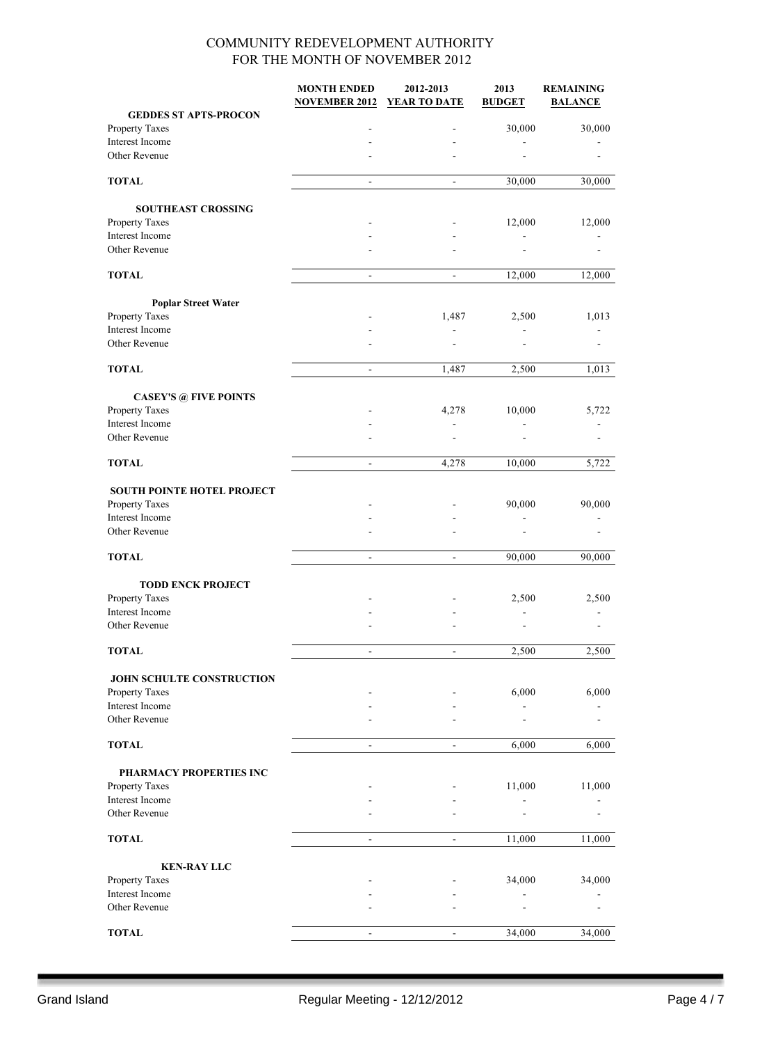COMMUNITY REDEVELOPMENT AUTHORITY
FOR THE MONTH OF NOVEMBER 2012

| | MONTH ENDED NOVEMBER 2012 | 2012-2013 YEAR TO DATE | 2013 BUDGET | REMAINING BALANCE |
|---|---|---|---|---|
| **GEDDES ST APTS-PROCON** | | | | |
| Property Taxes | - | - | 30,000 | 30,000 |
| Interest Income | - | - | - | - |
| Other Revenue | - | - | - | - |
| **TOTAL** | - | - | 30,000 | 30,000 |
| **SOUTHEAST CROSSING** | | | | |
| Property Taxes | - | - | 12,000 | 12,000 |
| Interest Income | - | - | - | - |
| Other Revenue | - | - | - | - |
| **TOTAL** | - | - | 12,000 | 12,000 |
| **Poplar Street Water** | | | | |
| Property Taxes | - | 1,487 | 2,500 | 1,013 |
| Interest Income | - | - | - | - |
| Other Revenue | - | - | - | - |
| **TOTAL** | - | 1,487 | 2,500 | 1,013 |
| **CASEY'S @ FIVE POINTS** | | | | |
| Property Taxes | - | 4,278 | 10,000 | 5,722 |
| Interest Income | - | - | - | - |
| Other Revenue | - | - | - | - |
| **TOTAL** | - | 4,278 | 10,000 | 5,722 |
| **SOUTH POINTE HOTEL PROJECT** | | | | |
| Property Taxes | - | - | 90,000 | 90,000 |
| Interest Income | - | - | - | - |
| Other Revenue | - | - | - | - |
| **TOTAL** | - | - | 90,000 | 90,000 |
| **TODD ENCK PROJECT** | | | | |
| Property Taxes | - | - | 2,500 | 2,500 |
| Interest Income | - | - | - | - |
| Other Revenue | - | - | - | - |
| **TOTAL** | - | - | 2,500 | 2,500 |
| **JOHN SCHULTE CONSTRUCTION** | | | | |
| Property Taxes | - | - | 6,000 | 6,000 |
| Interest Income | - | - | - | - |
| Other Revenue | - | - | - | - |
| **TOTAL** | - | - | 6,000 | 6,000 |
| **PHARMACY PROPERTIES INC** | | | | |
| Property Taxes | - | - | 11,000 | 11,000 |
| Interest Income | - | - | - | - |
| Other Revenue | - | - | - | - |
| **TOTAL** | - | - | 11,000 | 11,000 |
| **KEN-RAY LLC** | | | | |
| Property Taxes | - | - | 34,000 | 34,000 |
| Interest Income | - | - | - | - |
| Other Revenue | - | - | - | - |
| **TOTAL** | - | - | 34,000 | 34,000 |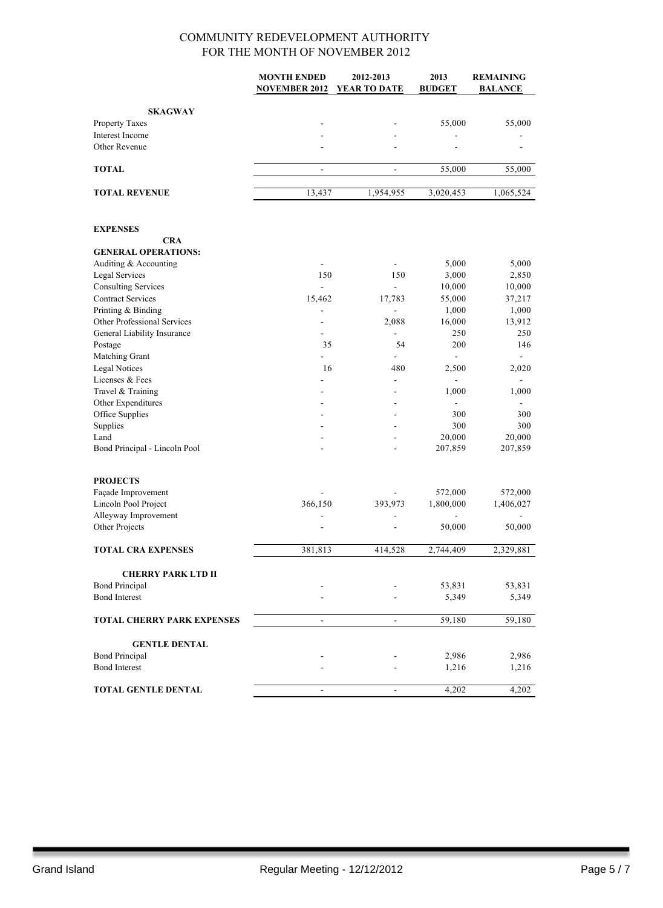# COMMUNITY REDEVELOPMENT AUTHORITY
## FOR THE MONTH OF NOVEMBER 2012

| | MONTH ENDED NOVEMBER 2012 | 2012-2013 YEAR TO DATE | 2013 BUDGET | REMAINING BALANCE |
|---|---|---|---|---|
| **SKAGWAY** | | | | |
| Property Taxes | - | - | 55,000 | 55,000 |
| Interest Income | - | - | - | - |
| Other Revenue | - | - | - | - |
| **TOTAL** | - | - | 55,000 | 55,000 |
| **TOTAL REVENUE** | 13,437 | 1,954,955 | 3,020,453 | 1,065,524 |
| | | | | |
| **EXPENSES** | | | | |
| **CRA** | | | | |
| **GENERAL OPERATIONS:** | | | | |
| Auditing & Accounting | - | - | 5,000 | 5,000 |
| Legal Services | 150 | 150 | 3,000 | 2,850 |
| Consulting Services | - | - | 10,000 | 10,000 |
| Contract Services | 15,462 | 17,783 | 55,000 | 37,217 |
| Printing & Binding | - | - | 1,000 | 1,000 |
| Other Professional Services | - | 2,088 | 16,000 | 13,912 |
| General Liability Insurance | - | - | 250 | 250 |
| Postage | 35 | 54 | 200 | 146 |
| Matching Grant | - | - | - | - |
| Legal Notices | 16 | 480 | 2,500 | 2,020 |
| Licenses & Fees | - | - | - | - |
| Travel & Training | - | - | 1,000 | 1,000 |
| Other Expenditures | - | - | - | - |
| Office Supplies | - | - | 300 | 300 |
| Supplies | - | - | 300 | 300 |
| Land | - | - | 20,000 | 20,000 |
| Bond Principal - Lincoln Pool | - | - | 207,859 | 207,859 |
| | | | | |
| **PROJECTS** | | | | |
| Façade Improvement | - | - | 572,000 | 572,000 |
| Lincoln Pool Project | 366,150 | 393,973 | 1,800,000 | 1,406,027 |
| Alleyway Improvement | - | - | - | - |
| Other Projects | - | - | 50,000 | 50,000 |
| **TOTAL CRA EXPENSES** | 381,813 | 414,528 | 2,744,409 | 2,329,881 |
| | | | | |
| **CHERRY PARK LTD II** | | | | |
| Bond Principal | - | - | 53,831 | 53,831 |
| Bond Interest | - | - | 5,349 | 5,349 |
| **TOTAL CHERRY PARK EXPENSES** | - | - | 59,180 | 59,180 |
| | | | | |
| **GENTLE DENTAL** | | | | |
| Bond Principal | - | - | 2,986 | 2,986 |
| Bond Interest | - | - | 1,216 | 1,216 |
| **TOTAL GENTLE DENTAL** | - | - | 4,202 | 4,202 |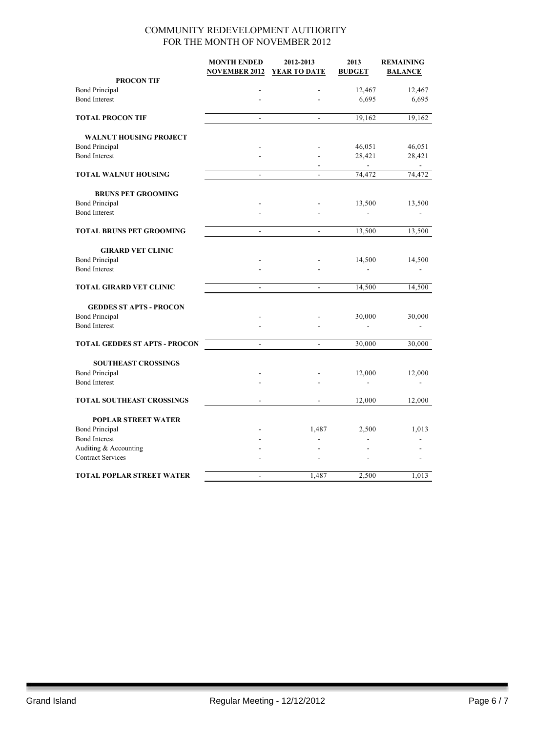# COMMUNITY REDEVELOPMENT AUTHORITY
## FOR THE MONTH OF NOVEMBER 2012

| | MONTH ENDED NOVEMBER 2012 | 2012-2013 YEAR TO DATE | 2013 BUDGET | REMAINING BALANCE |
|---|---|---|---|---|
| **PROCON TIF** | | | | |
| Bond Principal | - | - | 12,467 | 12,467 |
| Bond Interest | - | - | 6,695 | 6,695 |
| **TOTAL PROCON TIF** | - | - | 19,162 | 19,162 |
| **WALNUT HOUSING PROJECT** | | | | |
| Bond Principal | - | - | 46,051 | 46,051 |
| Bond Interest | - | - | 28,421 | 28,421 |
| | | - | - | - |
| **TOTAL WALNUT HOUSING** | - | - | 74,472 | 74,472 |
| **BRUNS PET GROOMING** | | | | |
| Bond Principal | - | - | 13,500 | 13,500 |
| Bond Interest | - | - | - | - |
| **TOTAL BRUNS PET GROOMING** | - | - | 13,500 | 13,500 |
| **GIRARD VET CLINIC** | | | | |
| Bond Principal | - | - | 14,500 | 14,500 |
| Bond Interest | - | - | - | - |
| **TOTAL GIRARD VET CLINIC** | - | - | 14,500 | 14,500 |
| **GEDDES ST APTS - PROCON** | | | | |
| Bond Principal | - | - | 30,000 | 30,000 |
| Bond Interest | - | - | - | - |
| **TOTAL GEDDES ST APTS - PROCON** | - | - | 30,000 | 30,000 |
| **SOUTHEAST CROSSINGS** | | | | |
| Bond Principal | - | - | 12,000 | 12,000 |
| Bond Interest | - | - | - | - |
| **TOTAL SOUTHEAST CROSSINGS** | - | - | 12,000 | 12,000 |
| **POPLAR STREET WATER** | | | | |
| Bond Principal | - | 1,487 | 2,500 | 1,013 |
| Bond Interest | - | - | - | - |
| Auditing & Accounting | - | - | - | - |
| Contract Services | - | - | - | - |
| **TOTAL POPLAR STREET WATER** | - | 1,487 | 2,500 | 1,013 |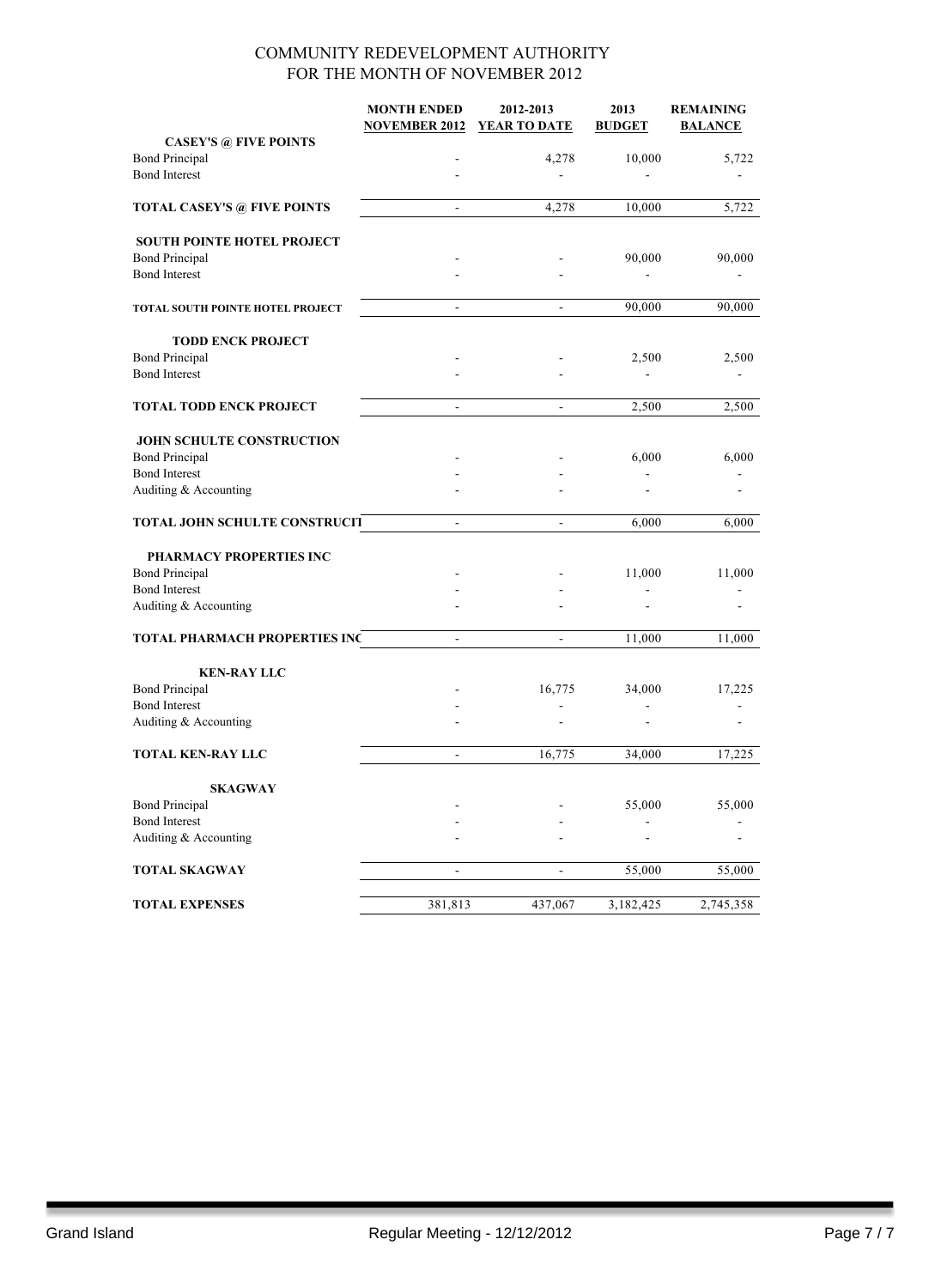COMMUNITY REDEVELOPMENT AUTHORITY
FOR THE MONTH OF NOVEMBER 2012

| | MONTH ENDED NOVEMBER 2012 | 2012-2013 YEAR TO DATE | 2013 BUDGET | REMAINING BALANCE |
|---|---|---|---|---|
| **CASEY'S @ FIVE POINTS** | | | | |
| Bond Principal | - | 4,278 | 10,000 | 5,722 |
| Bond Interest | - | - | - | - |
| **TOTAL CASEY'S @ FIVE POINTS** | - | 4,278 | 10,000 | 5,722 |
| **SOUTH POINTE HOTEL PROJECT** | | | | |
| Bond Principal | - | - | 90,000 | 90,000 |
| Bond Interest | - | - | - | - |
| **TOTAL SOUTH POINTE HOTEL PROJECT** | - | - | 90,000 | 90,000 |
| **TODD ENCK PROJECT** | | | | |
| Bond Principal | - | - | 2,500 | 2,500 |
| Bond Interest | - | - | - | - |
| **TOTAL TODD ENCK PROJECT** | - | - | 2,500 | 2,500 |
| **JOHN SCHULTE CONSTRUCTION** | | | | |
| Bond Principal | - | - | 6,000 | 6,000 |
| Bond Interest | - | - | - | - |
| Auditing & Accounting | - | - | - | - |
| **TOTAL JOHN SCHULTE CONSTRUCTI** | - | - | 6,000 | 6,000 |
| **PHARMACY PROPERTIES INC** | | | | |
| Bond Principal | - | - | 11,000 | 11,000 |
| Bond Interest | - | - | - | - |
| Auditing & Accounting | - | - | - | - |
| **TOTAL PHARMACH PROPERTIES INC** | - | - | 11,000 | 11,000 |
| **KEN-RAY LLC** | | | | |
| Bond Principal | - | 16,775 | 34,000 | 17,225 |
| Bond Interest | - | - | - | - |
| Auditing & Accounting | - | - | - | - |
| **TOTAL KEN-RAY LLC** | - | 16,775 | 34,000 | 17,225 |
| **SKAGWAY** | | | | |
| Bond Principal | - | - | 55,000 | 55,000 |
| Bond Interest | - | - | - | - |
| Auditing & Accounting | - | - | - | - |
| **TOTAL SKAGWAY** | - | - | 55,000 | 55,000 |
| **TOTAL EXPENSES** | 381,813 | 437,067 | 3,182,425 | 2,745,358 |